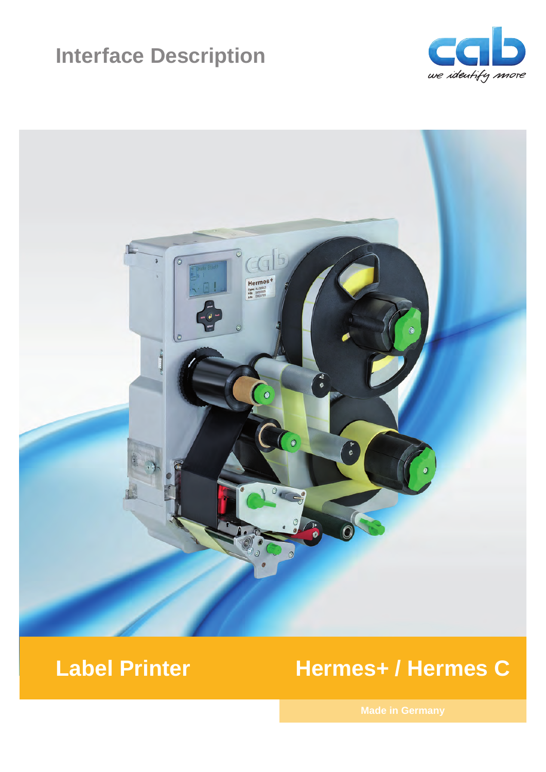# Interface Description

cab

we identify more

## Label Printer

## Hermes+ / Hermes C

Made in Germany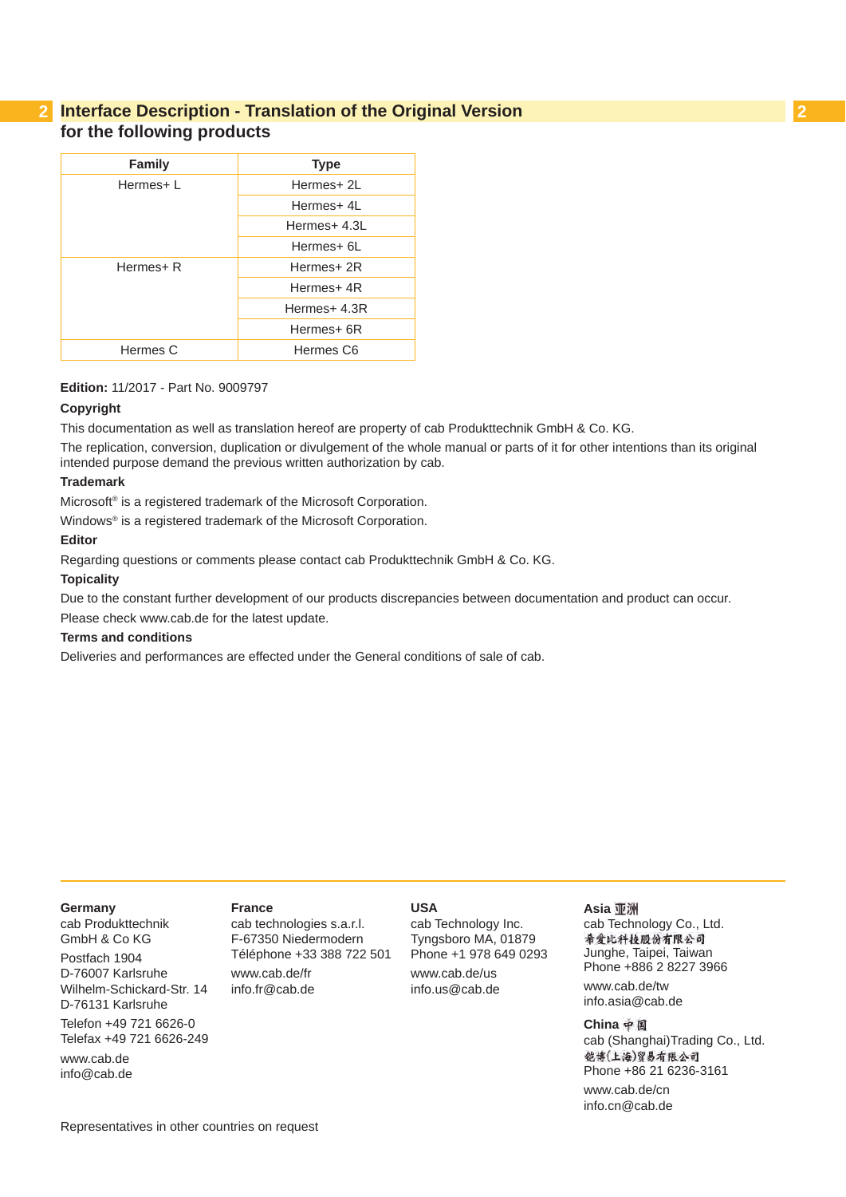# Interface Description - Translation of the Original Version for the following products

| Family | Type |
|---|---|
| Hermes+ L | Hermes+ 2L |
| | Hermes+ 4L |
| | Hermes+ 4.3L |
| | Hermes+ 6L |
| Hermes+ R | Hermes+ 2R |
| | Hermes+ 4R |
| | Hermes+ 4.3R |
| | Hermes+ 6R |
| Hermes C | Hermes C6 |

**Edition:** 11/2017 - Part No. 9009797

**Copyright**

This documentation as well as translation hereof are property of cab Produkttechnik GmbH & Co. KG.

The replication, conversion, duplication or divulgement of the whole manual or parts of it for other intentions than its original intended purpose demand the previous written authorization by cab.

**Trademark**

Microsoft® is a registered trademark of the Microsoft Corporation.

Windows® is a registered trademark of the Microsoft Corporation.

**Editor**

Regarding questions or comments please contact cab Produkttechnik GmbH & Co. KG.

**Topicality**

Due to the constant further development of our products discrepancies between documentation and product can occur.

Please check www.cab.de for the latest update.

**Terms and conditions**

Deliveries and performances are effected under the General conditions of sale of cab.

**Germany**
cab Produkttechnik
GmbH & Co KG
Postfach 1904
D-76007 Karlsruhe
Wilhelm-Schickard-Str. 14
D-76131 Karlsruhe
Telefon +49 721 6626-0
Telefax +49 721 6626-249
www.cab.de
info@cab.de

**France**
cab technologies s.a.r.l.
F-67350 Niedermodern
Téléphone +33 388 722 501
www.cab.de/fr
info.fr@cab.de

**USA**
cab Technology Inc.
Tyngsboro MA, 01879
Phone +1 978 649 0293
www.cab.de/us
info.us@cab.de

**Asia 亚洲**
cab Technology Co., Ltd.
希爱比科技股份有限公司
Junghe, Taipei, Taiwan
Phone +886 2 8227 3966
www.cab.de/tw
info.asia@cab.de

**China 中国**
cab (Shanghai)Trading Co., Ltd.
铠博(上海)贸易有限公司
Phone +86 21 6236-3161
www.cab.de/cn
info.cn@cab.de

Representatives in other countries on request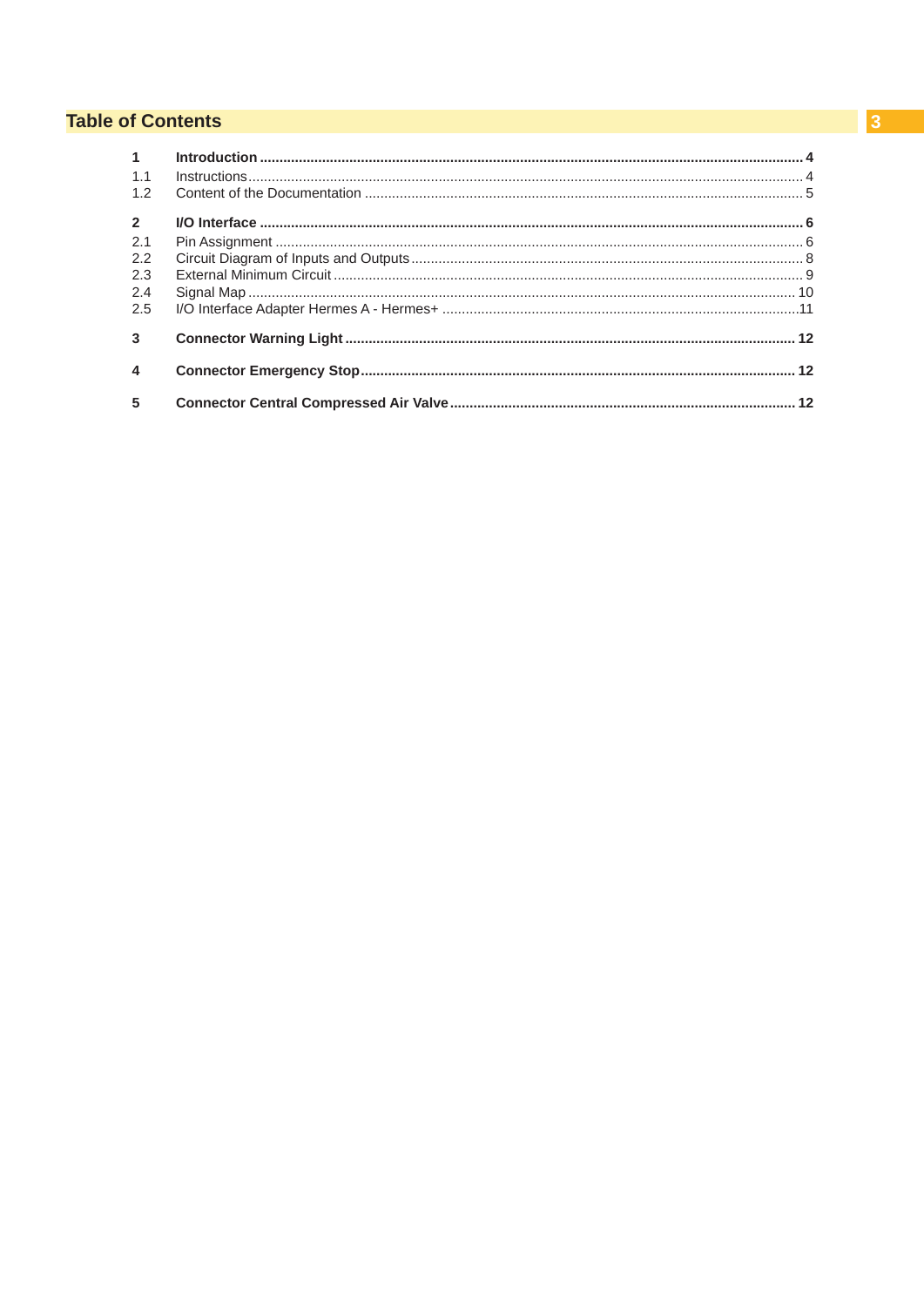# Table of Contents

| | | |
|---|---|---|
| **1** | **Introduction** | **4** |
| 1.1 | Instructions | 4 |
| 1.2 | Content of the Documentation | 5 |
| **2** | **I/O Interface** | **6** |
| 2.1 | Pin Assignment | 6 |
| 2.2 | Circuit Diagram of Inputs and Outputs | 8 |
| 2.3 | External Minimum Circuit | 9 |
| 2.4 | Signal Map | 10 |
| 2.5 | I/O Interface Adapter Hermes A - Hermes+ | 11 |
| **3** | **Connector Warning Light** | **12** |
| **4** | **Connector Emergency Stop** | **12** |
| **5** | **Connector Central Compressed Air Valve** | **12** |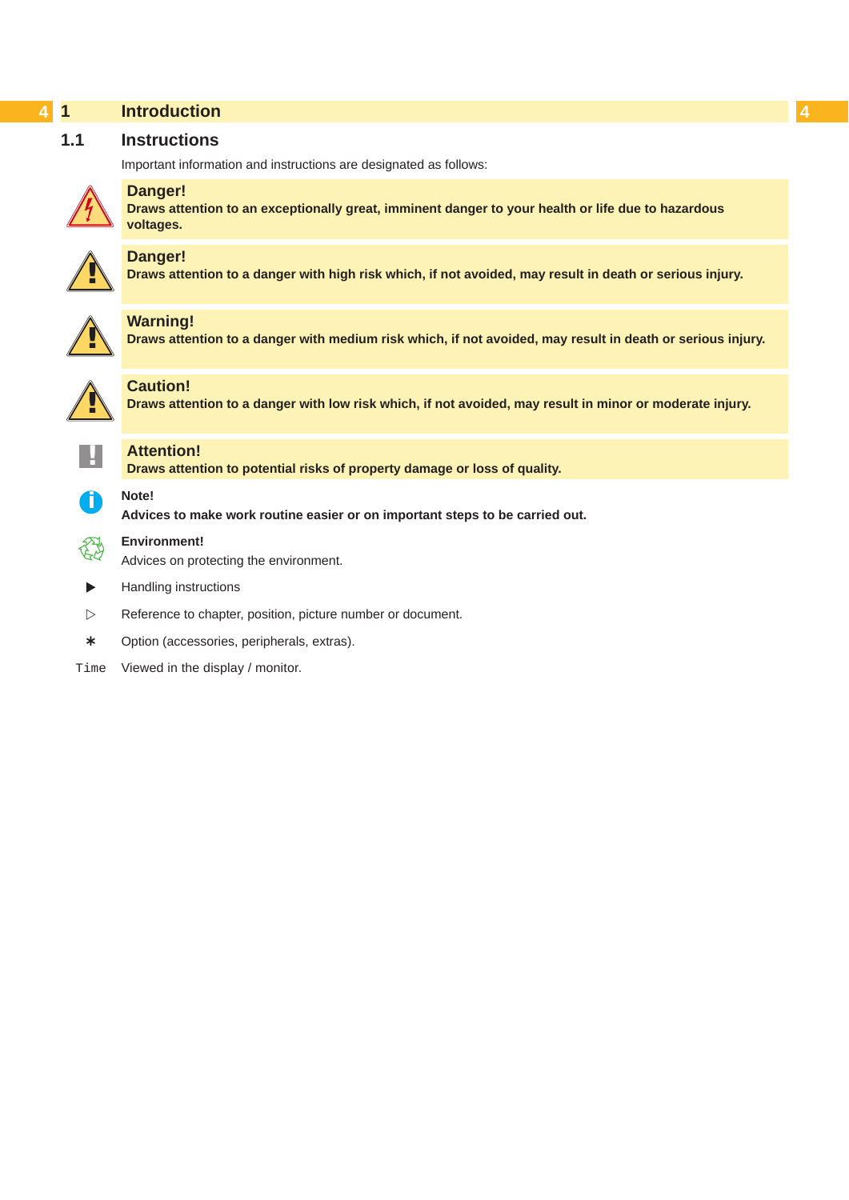# 1 Introduction

## 1.1 Instructions

Important information and instructions are designated as follows:

**Danger!**
**Draws attention to an exceptionally great, imminent danger to your health or life due to hazardous voltages.**

**Danger!**
**Draws attention to a danger with high risk which, if not avoided, may result in death or serious injury.**

**Warning!**
**Draws attention to a danger with medium risk which, if not avoided, may result in death or serious injury.**

**Caution!**
**Draws attention to a danger with low risk which, if not avoided, may result in minor or moderate injury.**

**Attention!**
**Draws attention to potential risks of property damage or loss of quality.**

**Note!**
**Advices to make work routine easier or on important steps to be carried out.**

**Environment!**
Advices on protecting the environment.

▶ Handling instructions

▷ Reference to chapter, position, picture number or document.

∗ Option (accessories, peripherals, extras).

`Time` Viewed in the display / monitor.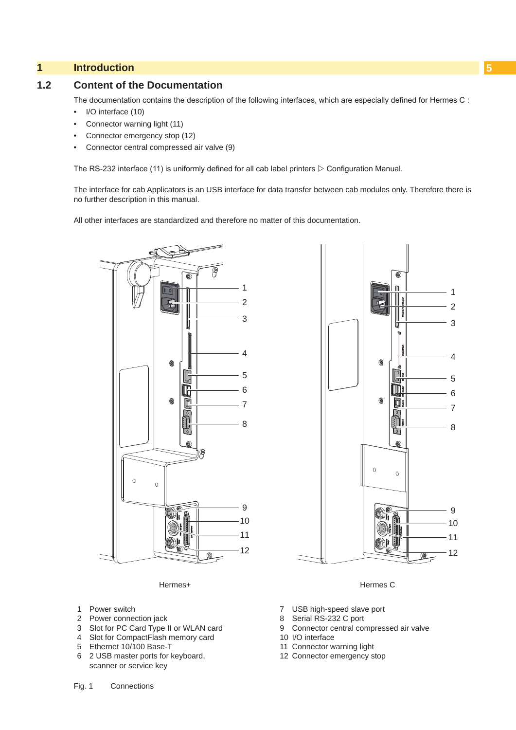# 1 Introduction

## 1.2 Content of the Documentation

The documentation contains the description of the following interfaces, which are especially defined for Hermes C :

- I/O interface (10)
- Connector warning light (11)
- Connector emergency stop (12)
- Connector central compressed air valve (9)

The RS-232 interface (11) is uniformly defined for all cab label printers ▷ Configuration Manual.

The interface for cab Applicators is an USB interface for data transfer between cab modules only. Therefore there is no further description in this manual.

All other interfaces are standardized and therefore no matter of this documentation.

Hermes+

Hermes C

1 Power switch
2 Power connection jack
3 Slot for PC Card Type II or WLAN card
4 Slot for CompactFlash memory card
5 Ethernet 10/100 Base-T
6 2 USB master ports for keyboard, scanner or service key
7 USB high-speed slave port
8 Serial RS-232 C port
9 Connector central compressed air valve
10 I/O interface
11 Connector warning light
12 Connector emergency stop

Fig. 1 Connections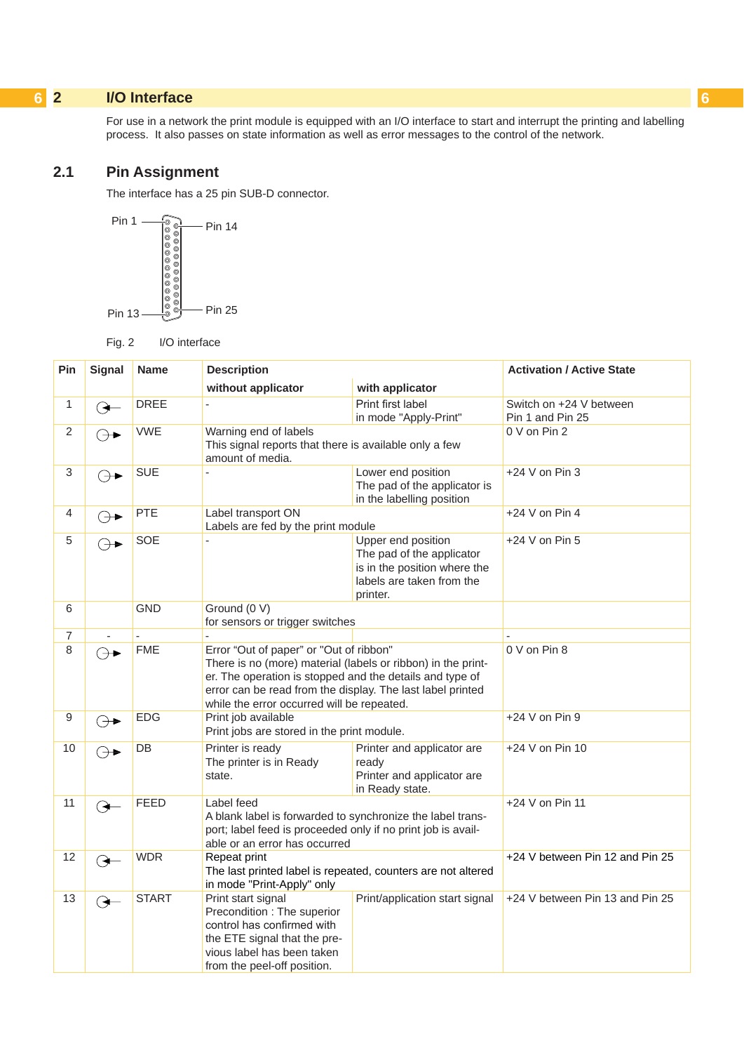## 2 I/O Interface

For use in a network the print module is equipped with an I/O interface to start and interrupt the printing and labelling process. It also passes on state information as well as error messages to the control of the network.

### 2.1 Pin Assignment

The interface has a 25 pin SUB-D connector.

Pin 1 Pin 14

Pin 13 Pin 25

Fig. 2 I/O interface

| Pin | Signal | Name | Description | | Activation / Active State |
|---|---|---|---|---|---|
| | | | without applicator | with applicator | |
| 1 | ⊖← | DREE | - | Print first label in mode "Apply-Print" | Switch on +24 V between Pin 1 and Pin 25 |
| 2 | ⊖→ | VWE | Warning end of labels This signal reports that there is available only a few amount of media. | | 0 V on Pin 2 |
| 3 | ⊖→ | SUE | - | Lower end position The pad of the applicator is in the labelling position | +24 V on Pin 3 |
| 4 | ⊖→ | PTE | Label transport ON Labels are fed by the print module | | +24 V on Pin 4 |
| 5 | ⊖→ | SOE | - | Upper end position The pad of the applicator is in the position where the labels are taken from the printer. | +24 V on Pin 5 |
| 6 | | GND | Ground (0 V) for sensors or trigger switches | | |
| 7 | - | - | - | | - |
| 8 | ⊖→ | FME | Error "Out of paper" or "Out of ribbon" There is no (more) material (labels or ribbon) in the printer. The operation is stopped and the details and type of error can be read from the display. The last label printed while the error occurred will be repeated. | | 0 V on Pin 8 |
| 9 | ⊖→ | EDG | Print job available Print jobs are stored in the print module. | | +24 V on Pin 9 |
| 10 | ⊖→ | DB | Printer is ready The printer is in Ready state. | Printer and applicator are ready Printer and applicator are in Ready state. | +24 V on Pin 10 |
| 11 | ⊖← | FEED | Label feed A blank label is forwarded to synchronize the label transport; label feed is proceeded only if no print job is available or an error has occurred | | +24 V on Pin 11 |
| 12 | ⊖← | WDR | Repeat print The last printed label is repeated, counters are not altered in mode "Print-Apply" only | | +24 V between Pin 12 and Pin 25 |
| 13 | ⊖← | START | Print start signal Precondition : The superior control has confirmed with the ETE signal that the previous label has been taken from the peel-off position. | Print/application start signal | +24 V between Pin 13 and Pin 25 |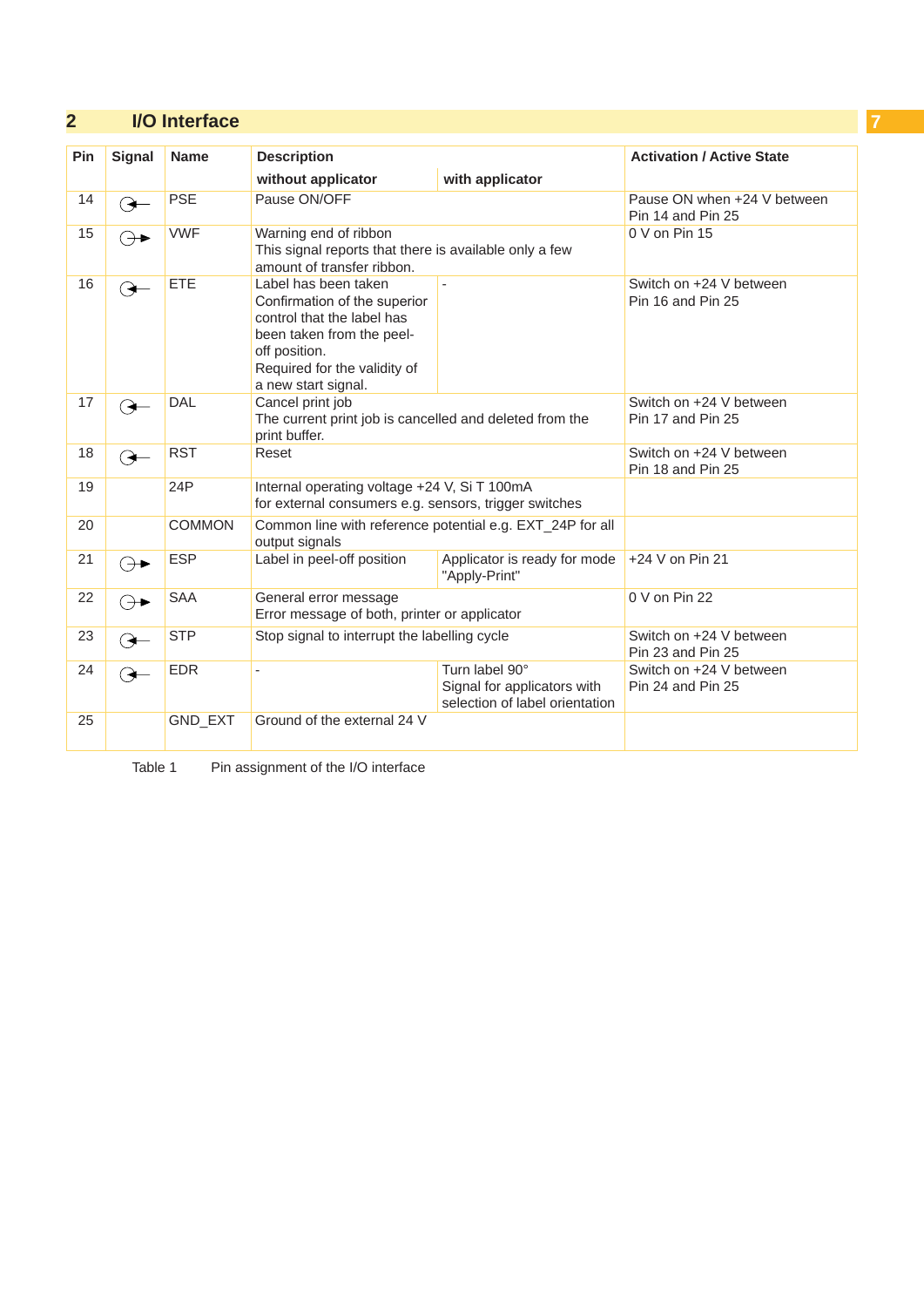## 2 I/O Interface

| Pin | Signal | Name | Description | | Activation / Active State |
|---|---|---|---|---|---|
| | | | without applicator | with applicator | |
| 14 | ⊖← | PSE | Pause ON/OFF | | Pause ON when +24 V between Pin 14 and Pin 25 |
| 15 | ⊖→ | VWF | Warning end of ribbon<br>This signal reports that there is available only a few amount of transfer ribbon. | | 0 V on Pin 15 |
| 16 | ⊖← | ETE | Label has been taken<br>Confirmation of the superior control that the label has been taken from the peel-off position.<br>Required for the validity of a new start signal. | - | Switch on +24 V between Pin 16 and Pin 25 |
| 17 | ⊖← | DAL | Cancel print job<br>The current print job is cancelled and deleted from the print buffer. | | Switch on +24 V between Pin 17 and Pin 25 |
| 18 | ⊖← | RST | Reset | | Switch on +24 V between Pin 18 and Pin 25 |
| 19 | | 24P | Internal operating voltage +24 V, Si T 100mA<br>for external consumers e.g. sensors, trigger switches | | |
| 20 | | COMMON | Common line with reference potential e.g. EXT_24P for all output signals | | |
| 21 | ⊖→ | ESP | Label in peel-off position | Applicator is ready for mode "Apply-Print" | +24 V on Pin 21 |
| 22 | ⊖→ | SAA | General error message<br>Error message of both, printer or applicator | | 0 V on Pin 22 |
| 23 | ⊖← | STP | Stop signal to interrupt the labelling cycle | | Switch on +24 V between Pin 23 and Pin 25 |
| 24 | ⊖← | EDR | - | Turn label 90°<br>Signal for applicators with selection of label orientation | Switch on +24 V between Pin 24 and Pin 25 |
| 25 | | GND_EXT | Ground of the external 24 V | | |

Table 1 Pin assignment of the I/O interface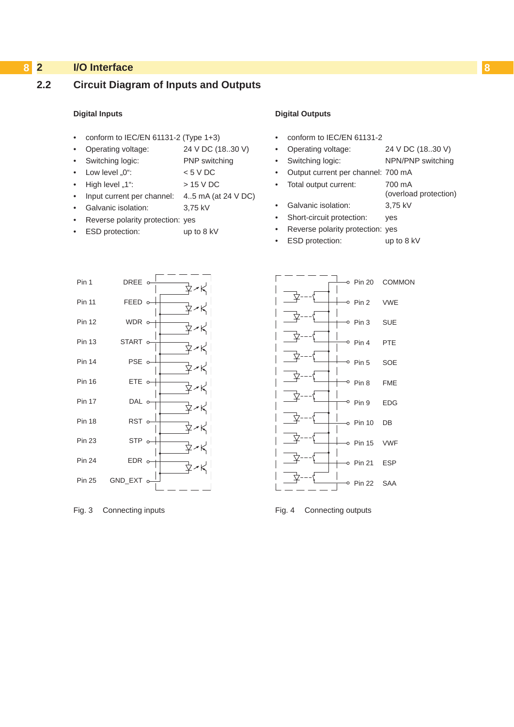## 2.2 Circuit Diagram of Inputs and Outputs

### Digital Inputs

- conform to IEC/EN 61131-2 (Type 1+3)
- Operating voltage: 24 V DC (18..30 V)
- Switching logic: PNP switching
- Low level „0“: < 5 V DC
- High level „1“: > 15 V DC
- Input current per channel: 4..5 mA (at 24 V DC)
- Galvanic isolation: 3,75 kV
- Reverse polarity protection: yes
- ESD protection: up to 8 kV

### Digital Outputs

- conform to IEC/EN 61131-2
- Operating voltage: 24 V DC (18..30 V)
- Switching logic: NPN/PNP switching
- Output current per channel: 700 mA
- Total output current: 700 mA (overload protection)
- Galvanic isolation: 3,75 kV
- Short-circuit protection: yes
- Reverse polarity protection: yes
- ESD protection: up to 8 kV

| Pin | Signal |
|---|---|
| Pin 1 | DREE |
| Pin 11 | FEED |
| Pin 12 | WDR |
| Pin 13 | START |
| Pin 14 | PSE |
| Pin 16 | ETE |
| Pin 17 | DAL |
| Pin 18 | RST |
| Pin 23 | STP |
| Pin 24 | EDR |
| Pin 25 | GND_EXT |

Fig. 3 Connecting inputs

| Pin | Signal |
|---|---|
| Pin 20 | COMMON |
| Pin 2 | VWE |
| Pin 3 | SUE |
| Pin 4 | PTE |
| Pin 5 | SOE |
| Pin 8 | FME |
| Pin 9 | EDG |
| Pin 10 | DB |
| Pin 15 | VWF |
| Pin 21 | ESP |
| Pin 22 | SAA |

Fig. 4 Connecting outputs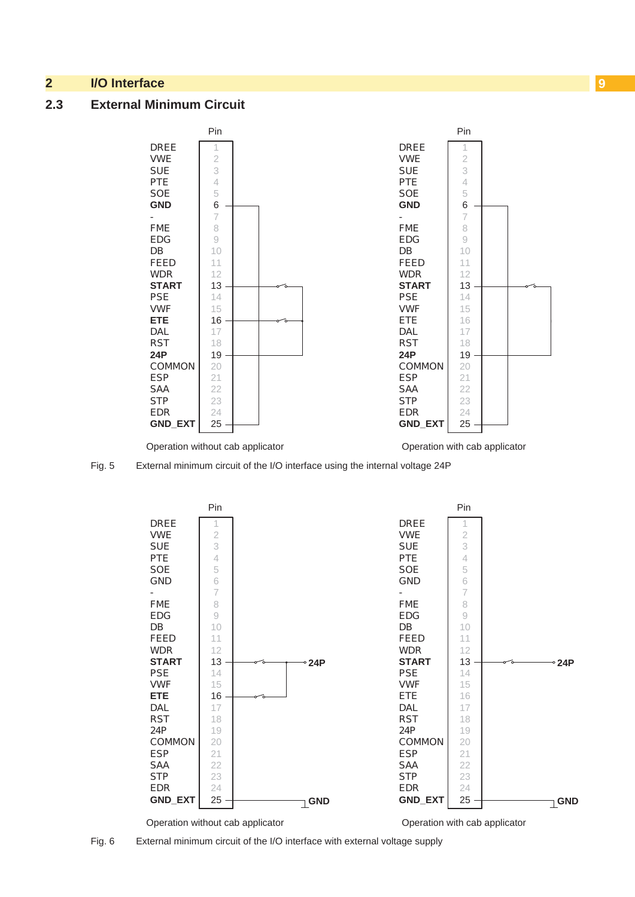## 2 I/O Interface

### 2.3 External Minimum Circuit

| Pin | | Pin | |
|---|---|---|---|
| DREE | 1 | DREE | 1 |
| VWE | 2 | VWE | 2 |
| SUE | 3 | SUE | 3 |
| PTE | 4 | PTE | 4 |
| SOE | 5 | SOE | 5 |
| **GND** | 6 | **GND** | 6 |
| - | 7 | - | 7 |
| FME | 8 | FME | 8 |
| EDG | 9 | EDG | 9 |
| DB | 10 | DB | 10 |
| FEED | 11 | FEED | 11 |
| WDR | 12 | WDR | 12 |
| **START** | 13 | **START** | 13 |
| PSE | 14 | PSE | 14 |
| VWF | 15 | VWF | 15 |
| **ETE** | 16 | ETE | 16 |
| DAL | 17 | DAL | 17 |
| RST | 18 | RST | 18 |
| **24P** | 19 | **24P** | 19 |
| COMMON | 20 | COMMON | 20 |
| ESP | 21 | ESP | 21 |
| SAA | 22 | SAA | 22 |
| STP | 23 | STP | 23 |
| EDR | 24 | EDR | 24 |
| **GND_EXT** | 25 | **GND_EXT** | 25 |

Operation without cab applicator — Operation with cab applicator

Fig. 5 External minimum circuit of the I/O interface using the internal voltage 24P

| Pin | | Pin | |
|---|---|---|---|
| DREE | 1 | DREE | 1 |
| VWE | 2 | VWE | 2 |
| SUE | 3 | SUE | 3 |
| PTE | 4 | PTE | 4 |
| SOE | 5 | SOE | 5 |
| GND | 6 | GND | 6 |
| - | 7 | - | 7 |
| FME | 8 | FME | 8 |
| EDG | 9 | EDG | 9 |
| DB | 10 | DB | 10 |
| FEED | 11 | FEED | 11 |
| WDR | 12 | WDR | 12 |
| **START** | 13 — 24P | **START** | 13 — 24P |
| PSE | 14 | PSE | 14 |
| VWF | 15 | VWF | 15 |
| **ETE** | 16 | ETE | 16 |
| DAL | 17 | DAL | 17 |
| RST | 18 | RST | 18 |
| 24P | 19 | 24P | 19 |
| COMMON | 20 | COMMON | 20 |
| ESP | 21 | ESP | 21 |
| SAA | 22 | SAA | 22 |
| STP | 23 | STP | 23 |
| EDR | 24 | EDR | 24 |
| **GND_EXT** | 25 — GND | **GND_EXT** | 25 — GND |

Operation without cab applicator — Operation with cab applicator

Fig. 6 External minimum circuit of the I/O interface with external voltage supply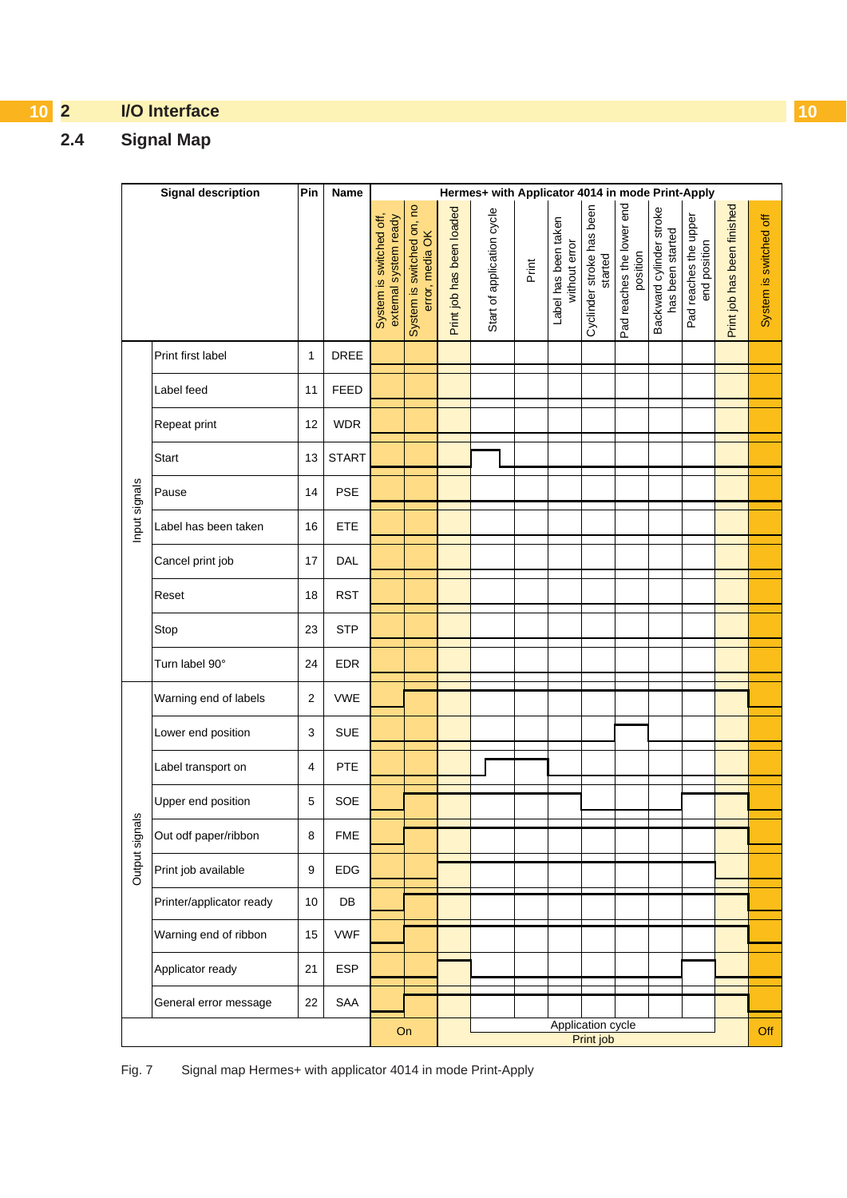## 2 I/O Interface

### 2.4 Signal Map

| | Signal description | Pin | Name | Hermes+ with Applicator 4014 in mode Print-Apply | | | | | | | | | | | |
|---|---|---|---|---|---|---|---|---|---|---|---|---|---|---|---|
| | | | | System is switched off, external system ready | System is switched on, no error, media OK | Print job has been loaded | Start of application cycle | Print | Label has been taken without error | Cyclinder stroke has been started | Pad reaches the lower end position | Backward cylinder stroke has been started | Pad reaches the upper end position | Print job has been finished | System is switched off |
| Input signals | Print first label | 1 | DREE | | | | | | | | | | | | |
| | Label feed | 11 | FEED | | | | | | | | | | | | |
| | Repeat print | 12 | WDR | | | | | | | | | | | | |
| | Start | 13 | START | | | | | | | | | | | | |
| | Pause | 14 | PSE | | | | | | | | | | | | |
| | Label has been taken | 16 | ETE | | | | | | | | | | | | |
| | Cancel print job | 17 | DAL | | | | | | | | | | | | |
| | Reset | 18 | RST | | | | | | | | | | | | |
| | Stop | 23 | STP | | | | | | | | | | | | |
| | Turn label 90° | 24 | EDR | | | | | | | | | | | | |
| Output signals | Warning end of labels | 2 | VWE | | | | | | | | | | | | |
| | Lower end position | 3 | SUE | | | | | | | | | | | | |
| | Label transport on | 4 | PTE | | | | | | | | | | | | |
| | Upper end position | 5 | SOE | | | | | | | | | | | | |
| | Out odf paper/ribbon | 8 | FME | | | | | | | | | | | | |
| | Print job available | 9 | EDG | | | | | | | | | | | | |
| | Printer/applicator ready | 10 | DB | | | | | | | | | | | | |
| | Warning end of ribbon | 15 | VWF | | | | | | | | | | | | |
| | Applicator ready | 21 | ESP | | | | | | | | | | | | |
| | General error message | 22 | SAA | | | | | | | | | | | | |
| | | | | On | | Print job | Application cycle | | | | | | | | Off |

Fig. 7 Signal map Hermes+ with applicator 4014 in mode Print-Apply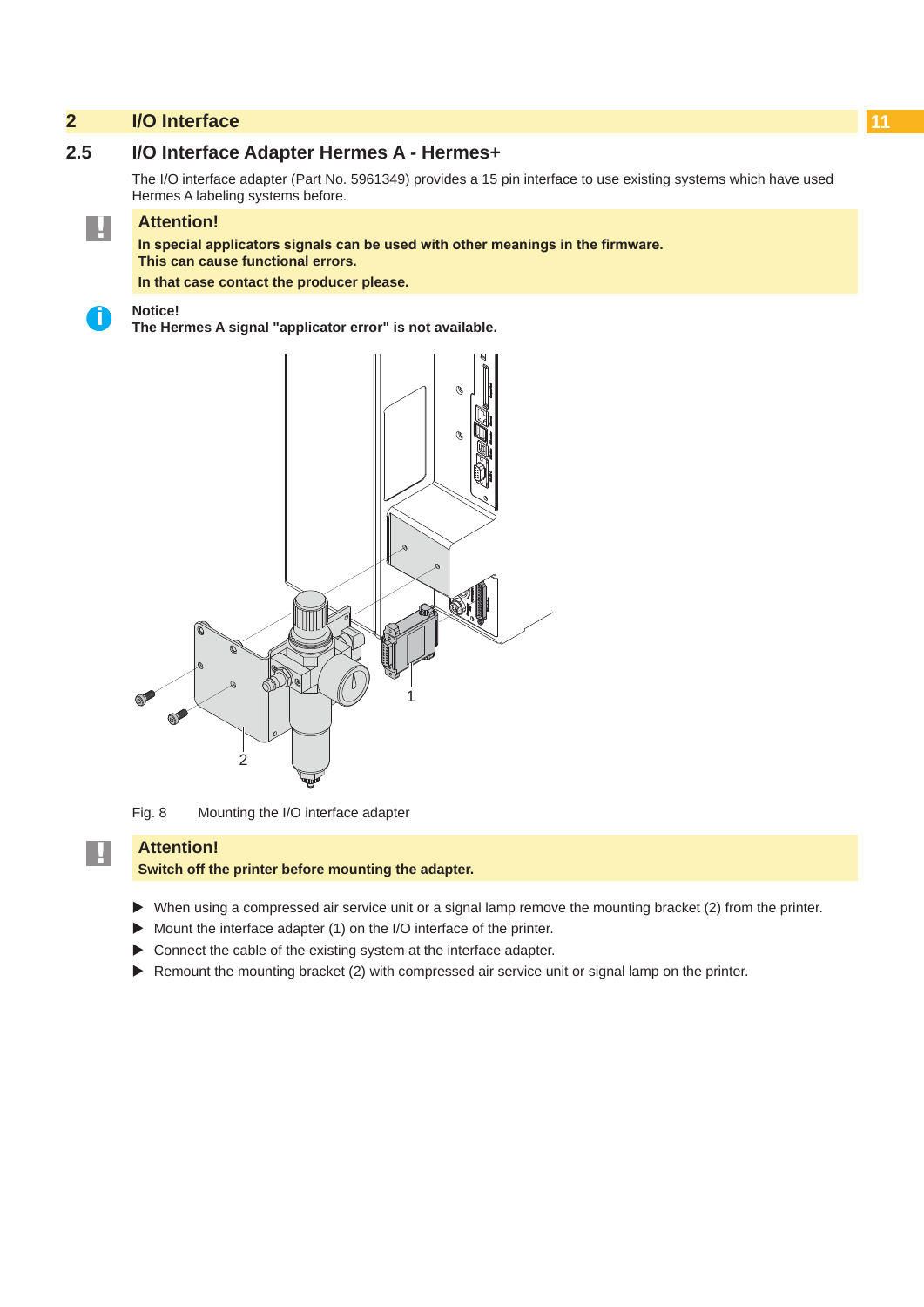## 2 I/O Interface

### 2.5 I/O Interface Adapter Hermes A - Hermes+

The I/O interface adapter (Part No. 5961349) provides a 15 pin interface to use existing systems which have used Hermes A labeling systems before.

**Attention!**

**In special applicators signals can be used with other meanings in the firmware.**
**This can cause functional errors.**

**In that case contact the producer please.**

**Notice!**
**The Hermes A signal "applicator error" is not available.**

Fig. 8 Mounting the I/O interface adapter

**Attention!**
**Switch off the printer before mounting the adapter.**

- When using a compressed air service unit or a signal lamp remove the mounting bracket (2) from the printer.
- Mount the interface adapter (1) on the I/O interface of the printer.
- Connect the cable of the existing system at the interface adapter.
- Remount the mounting bracket (2) with compressed air service unit or signal lamp on the printer.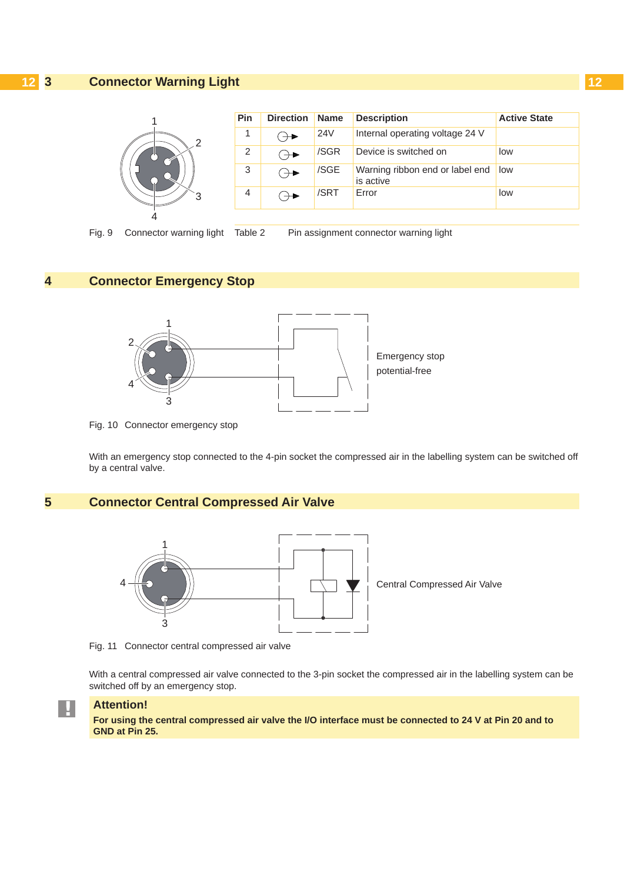## 3 Connector Warning Light

Fig. 9 Connector warning light

| Pin | Direction | Name | Description | Active State |
|---|---|---|---|---|
| 1 | ⟶ | 24V | Internal operating voltage 24 V | |
| 2 | ⟶ | /SGR | Device is switched on | low |
| 3 | ⟶ | /SGE | Warning ribbon end or label end is active | low |
| 4 | ⟶ | /SRT | Error | low |

Table 2 Pin assignment connector warning light

## 4 Connector Emergency Stop

1
2
4
3
Emergency stop
potential-free

Fig. 10 Connector emergency stop

With an emergency stop connected to the 4-pin socket the compressed air in the labelling system can be switched off by a central valve.

## 5 Connector Central Compressed Air Valve

1
4
3
Central Compressed Air Valve

Fig. 11 Connector central compressed air valve

With a central compressed air valve connected to the 3-pin socket the compressed air in the labelling system can be switched off by an emergency stop.

**Attention!**

**For using the central compressed air valve the I/O interface must be connected to 24 V at Pin 20 and to GND at Pin 25.**